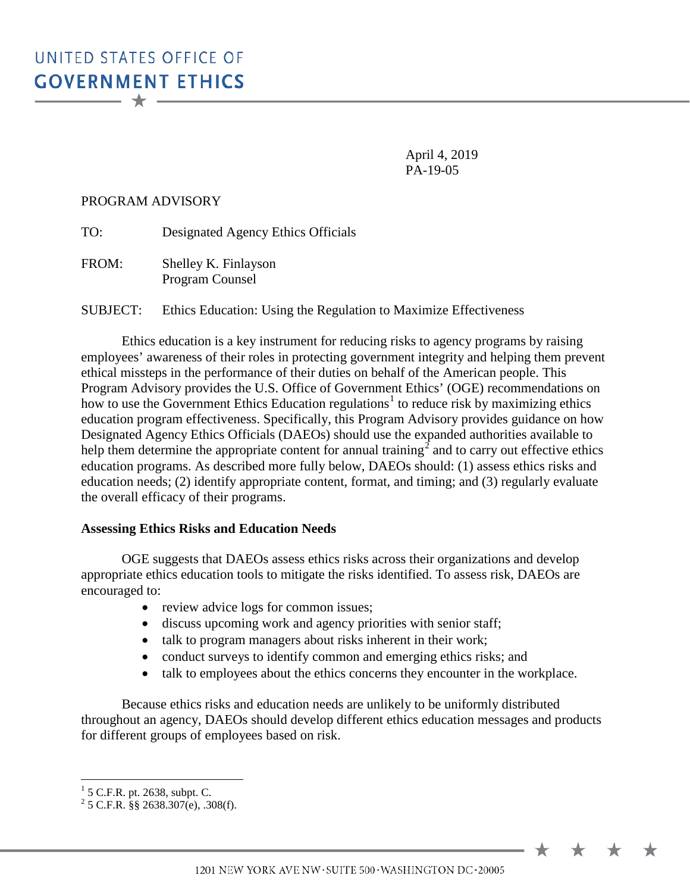UNITED STATES OFFICE OF
**GOVERNMENT ETHICS**

April 4, 2019
PA-19-05

PROGRAM ADVISORY

TO: Designated Agency Ethics Officials

FROM: Shelley K. Finlayson
Program Counsel

SUBJECT: Ethics Education: Using the Regulation to Maximize Effectiveness

Ethics education is a key instrument for reducing risks to agency programs by raising employees' awareness of their roles in protecting government integrity and helping them prevent ethical missteps in the performance of their duties on behalf of the American people. This Program Advisory provides the U.S. Office of Government Ethics' (OGE) recommendations on how to use the Government Ethics Education regulations[1] to reduce risk by maximizing ethics education program effectiveness. Specifically, this Program Advisory provides guidance on how Designated Agency Ethics Officials (DAEOs) should use the expanded authorities available to help them determine the appropriate content for annual training[2] and to carry out effective ethics education programs. As described more fully below, DAEOs should: (1) assess ethics risks and education needs; (2) identify appropriate content, format, and timing; and (3) regularly evaluate the overall efficacy of their programs.

**Assessing Ethics Risks and Education Needs**

OGE suggests that DAEOs assess ethics risks across their organizations and develop appropriate ethics education tools to mitigate the risks identified. To assess risk, DAEOs are encouraged to:

- review advice logs for common issues;
- discuss upcoming work and agency priorities with senior staff;
- talk to program managers about risks inherent in their work;
- conduct surveys to identify common and emerging ethics risks; and
- talk to employees about the ethics concerns they encounter in the workplace.

Because ethics risks and education needs are unlikely to be uniformly distributed throughout an agency, DAEOs should develop different ethics education messages and products for different groups of employees based on risk.

---

[1] 5 C.F.R. pt. 2638, subpt. C.

[2] 5 C.F.R. §§ 2638.307(e), .308(f).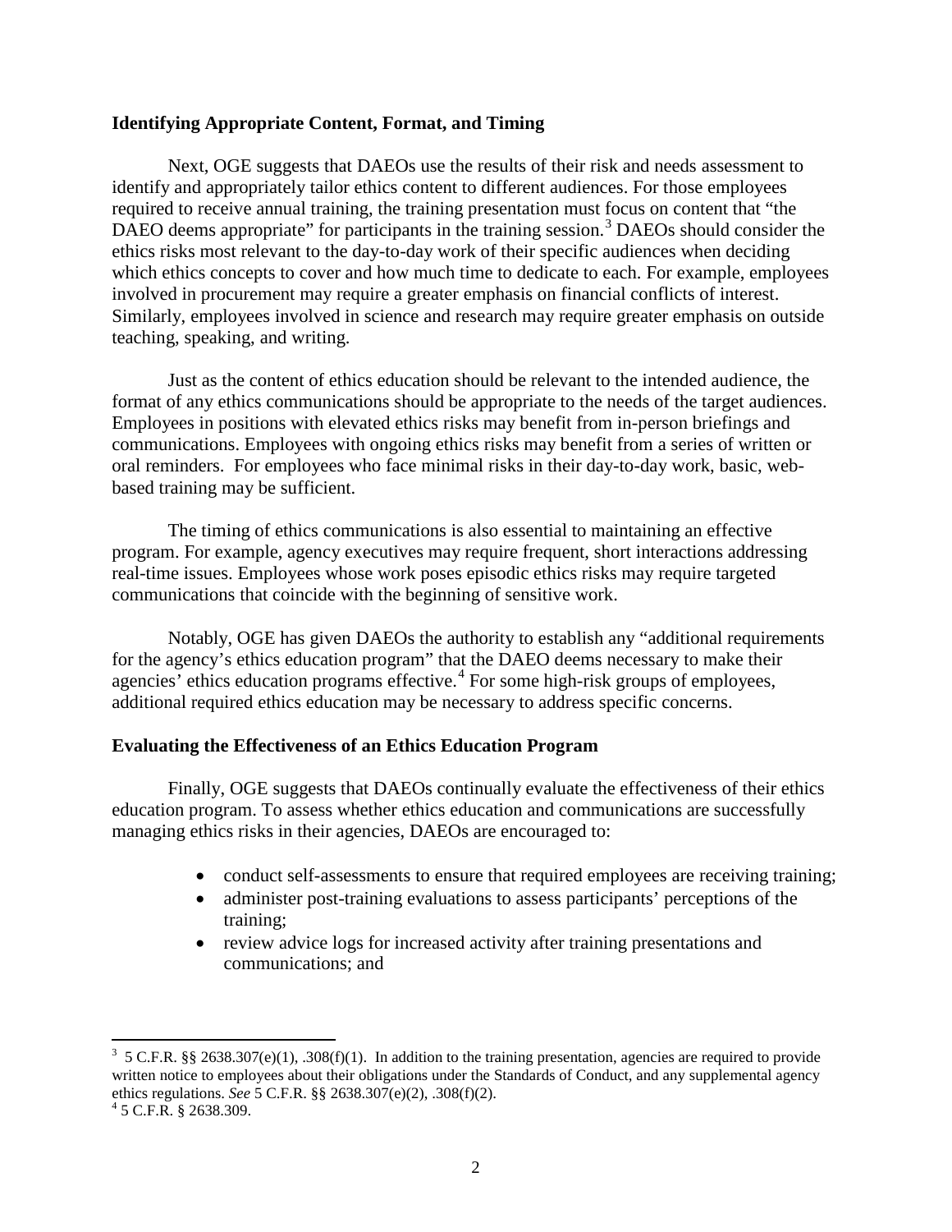## Identifying Appropriate Content, Format, and Timing

Next, OGE suggests that DAEOs use the results of their risk and needs assessment to identify and appropriately tailor ethics content to different audiences. For those employees required to receive annual training, the training presentation must focus on content that "the DAEO deems appropriate" for participants in the training session.[3] DAEOs should consider the ethics risks most relevant to the day-to-day work of their specific audiences when deciding which ethics concepts to cover and how much time to dedicate to each. For example, employees involved in procurement may require a greater emphasis on financial conflicts of interest. Similarly, employees involved in science and research may require greater emphasis on outside teaching, speaking, and writing.

Just as the content of ethics education should be relevant to the intended audience, the format of any ethics communications should be appropriate to the needs of the target audiences. Employees in positions with elevated ethics risks may benefit from in-person briefings and communications. Employees with ongoing ethics risks may benefit from a series of written or oral reminders. For employees who face minimal risks in their day-to-day work, basic, web-based training may be sufficient.

The timing of ethics communications is also essential to maintaining an effective program. For example, agency executives may require frequent, short interactions addressing real-time issues. Employees whose work poses episodic ethics risks may require targeted communications that coincide with the beginning of sensitive work.

Notably, OGE has given DAEOs the authority to establish any "additional requirements for the agency's ethics education program" that the DAEO deems necessary to make their agencies' ethics education programs effective.[4] For some high-risk groups of employees, additional required ethics education may be necessary to address specific concerns.

## Evaluating the Effectiveness of an Ethics Education Program

Finally, OGE suggests that DAEOs continually evaluate the effectiveness of their ethics education program. To assess whether ethics education and communications are successfully managing ethics risks in their agencies, DAEOs are encouraged to:

- conduct self-assessments to ensure that required employees are receiving training;
- administer post-training evaluations to assess participants' perceptions of the training;
- review advice logs for increased activity after training presentations and communications; and

---

[3] 5 C.F.R. §§ 2638.307(e)(1), .308(f)(1). In addition to the training presentation, agencies are required to provide written notice to employees about their obligations under the Standards of Conduct, and any supplemental agency ethics regulations. *See* 5 C.F.R. §§ 2638.307(e)(2), .308(f)(2).

[4] 5 C.F.R. § 2638.309.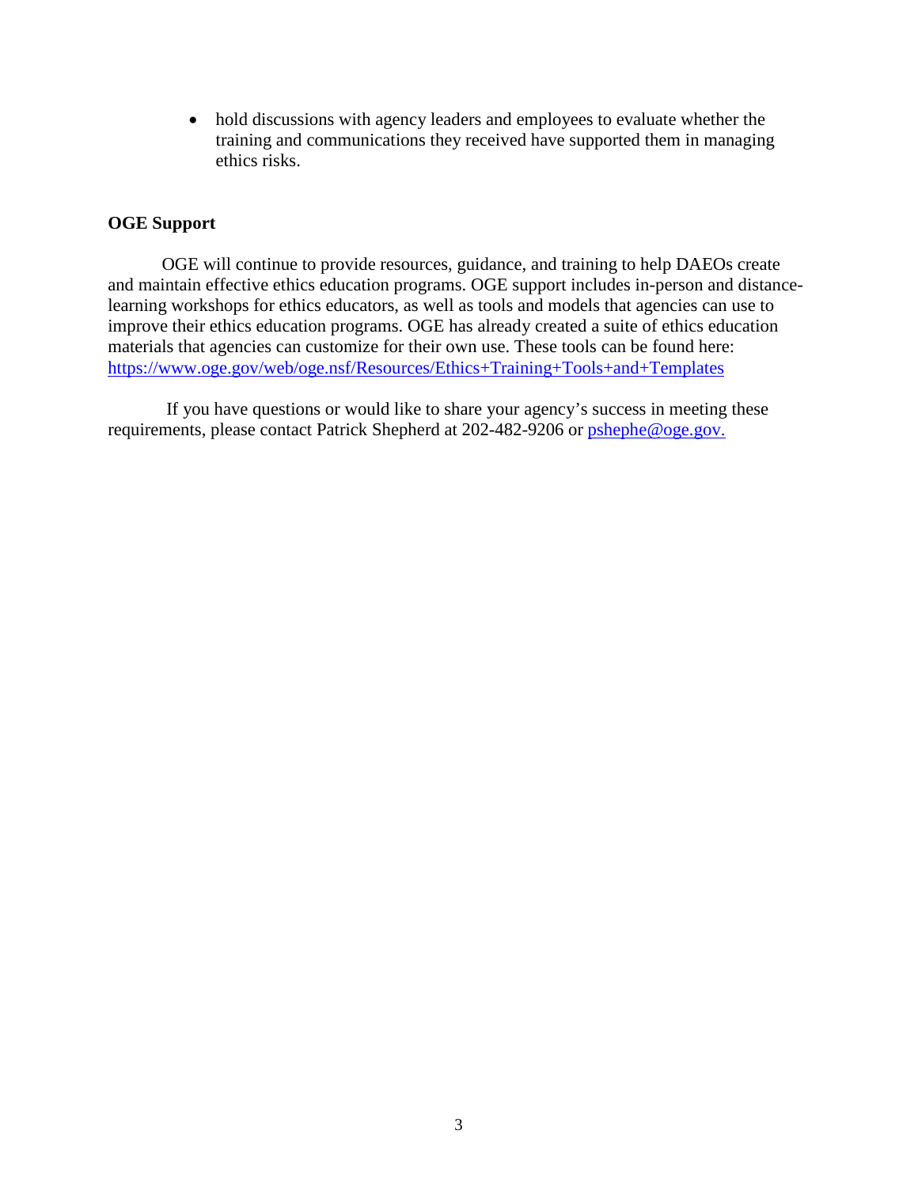- hold discussions with agency leaders and employees to evaluate whether the training and communications they received have supported them in managing ethics risks.

**OGE Support**

OGE will continue to provide resources, guidance, and training to help DAEOs create and maintain effective ethics education programs. OGE support includes in-person and distance-learning workshops for ethics educators, as well as tools and models that agencies can use to improve their ethics education programs. OGE has already created a suite of ethics education materials that agencies can customize for their own use. These tools can be found here: [https://www.oge.gov/web/oge.nsf/Resources/Ethics+Training+Tools+and+Templates](https://www.oge.gov/web/oge.nsf/Resources/Ethics+Training+Tools+and+Templates)

If you have questions or would like to share your agency's success in meeting these requirements, please contact Patrick Shepherd at 202-482-9206 or [pshephe@oge.gov.](mailto:pshephe@oge.gov)